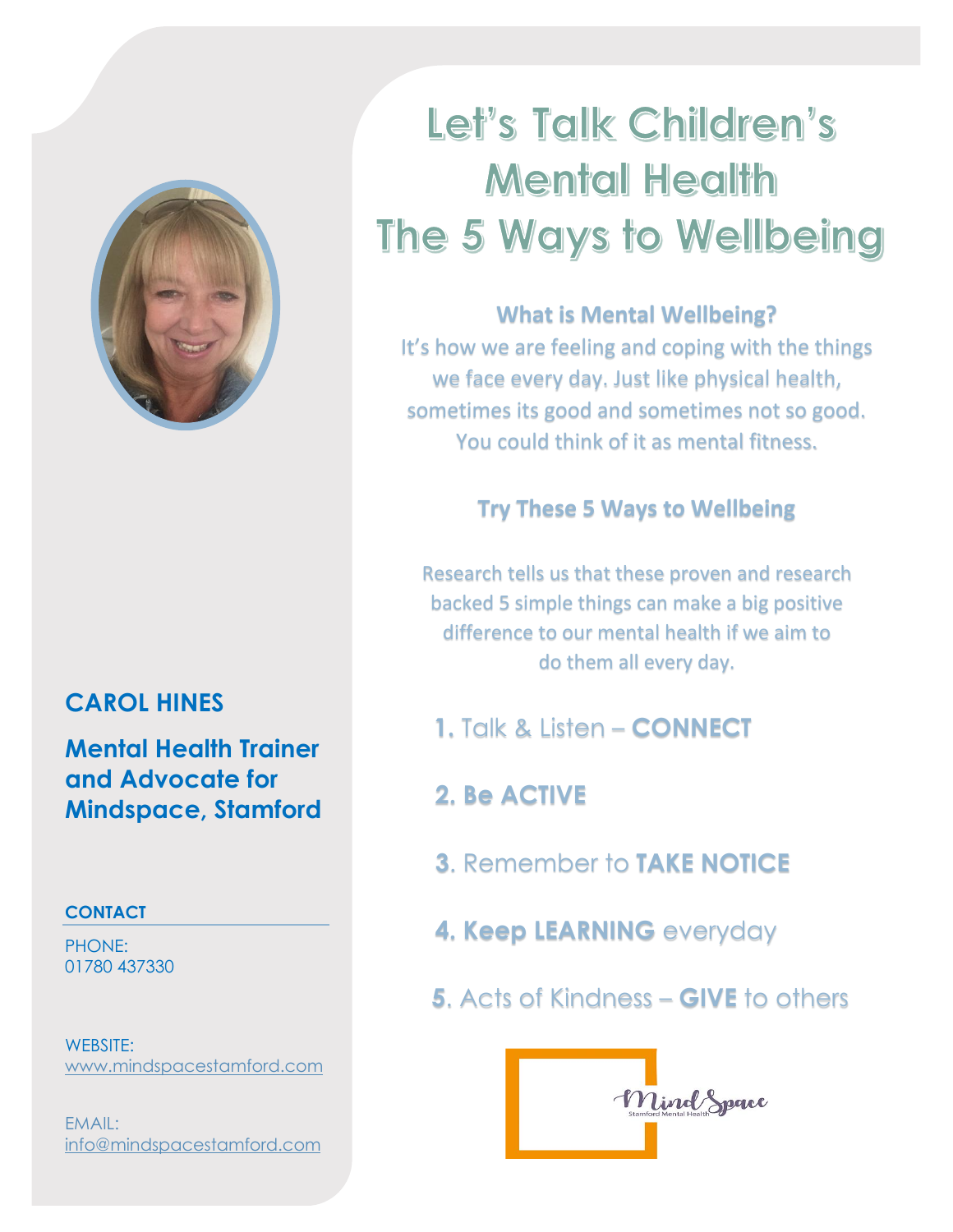# Let's Talk Children's Mental Health
# The 5 Ways to Wellbeing

### What is Mental Wellbeing?

It's how we are feeling and coping with the things we face every day. Just like physical health, sometimes its good and sometimes not so good. You could think of it as mental fitness.

### Try These 5 Ways to Wellbeing

Research tells us that these proven and research backed 5 simple things can make a big positive difference to our mental health if we aim to do them all every day.

**1.** Talk & Listen – **CONNECT**

**2. Be ACTIVE**

**3.** Remember to **TAKE NOTICE**

**4. Keep LEARNING** everyday

**5.** Acts of Kindness – **GIVE** to others

Mind Space
Stamford Mental Health

## CAROL HINES

**Mental Health Trainer and Advocate for Mindspace, Stamford**

**CONTACT**

PHONE:
01780 437330

WEBSITE:
www.mindspacestamford.com

EMAIL:
info@mindspacestamford.com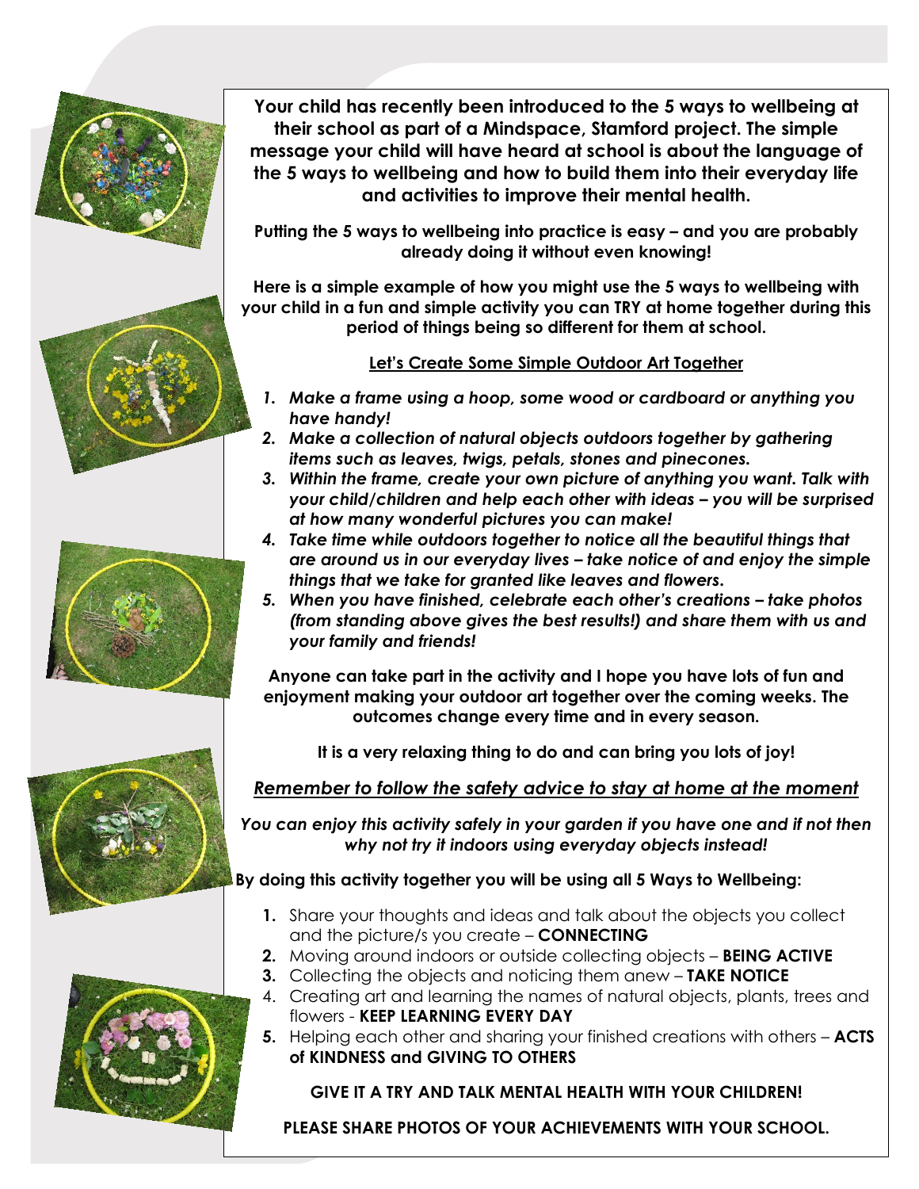**Your child has recently been introduced to the 5 ways to wellbeing at their school as part of a Mindspace, Stamford project. The simple message your child will have heard at school is about the language of the 5 ways to wellbeing and how to build them into their everyday life and activities to improve their mental health.**

**Putting the 5 ways to wellbeing into practice is easy – and you are probably already doing it without even knowing!**

**Here is a simple example of how you might use the 5 ways to wellbeing with your child in a fun and simple activity you can TRY at home together during this period of things being so different for them at school.**

## Let's Create Some Simple Outdoor Art Together

1. ***Make a frame using a hoop, some wood or cardboard or anything you have handy!***
2. ***Make a collection of natural objects outdoors together by gathering items such as leaves, twigs, petals, stones and pinecones.***
3. ***Within the frame, create your own picture of anything you want. Talk with your child/children and help each other with ideas – you will be surprised at how many wonderful pictures you can make!***
4. ***Take time while outdoors together to notice all the beautiful things that are around us in our everyday lives – take notice of and enjoy the simple things that we take for granted like leaves and flowers.***
5. ***When you have finished, celebrate each other's creations – take photos (from standing above gives the best results!) and share them with us and your family and friends!***

**Anyone can take part in the activity and I hope you have lots of fun and enjoyment making your outdoor art together over the coming weeks. The outcomes change every time and in every season.**

**It is a very relaxing thing to do and can bring you lots of joy!**

*Remember to follow the safety advice to stay at home at the moment*

***You can enjoy this activity safely in your garden if you have one and if not then why not try it indoors using everyday objects instead!***

**By doing this activity together you will be using all 5 Ways to Wellbeing:**

1. Share your thoughts and ideas and talk about the objects you collect and the picture/s you create – **CONNECTING**
2. Moving around indoors or outside collecting objects – **BEING ACTIVE**
3. Collecting the objects and noticing them anew – **TAKE NOTICE**
4. Creating art and learning the names of natural objects, plants, trees and flowers - **KEEP LEARNING EVERY DAY**
5. Helping each other and sharing your finished creations with others – **ACTS of KINDNESS and GIVING TO OTHERS**

**GIVE IT A TRY AND TALK MENTAL HEALTH WITH YOUR CHILDREN!**

**PLEASE SHARE PHOTOS OF YOUR ACHIEVEMENTS WITH YOUR SCHOOL.**